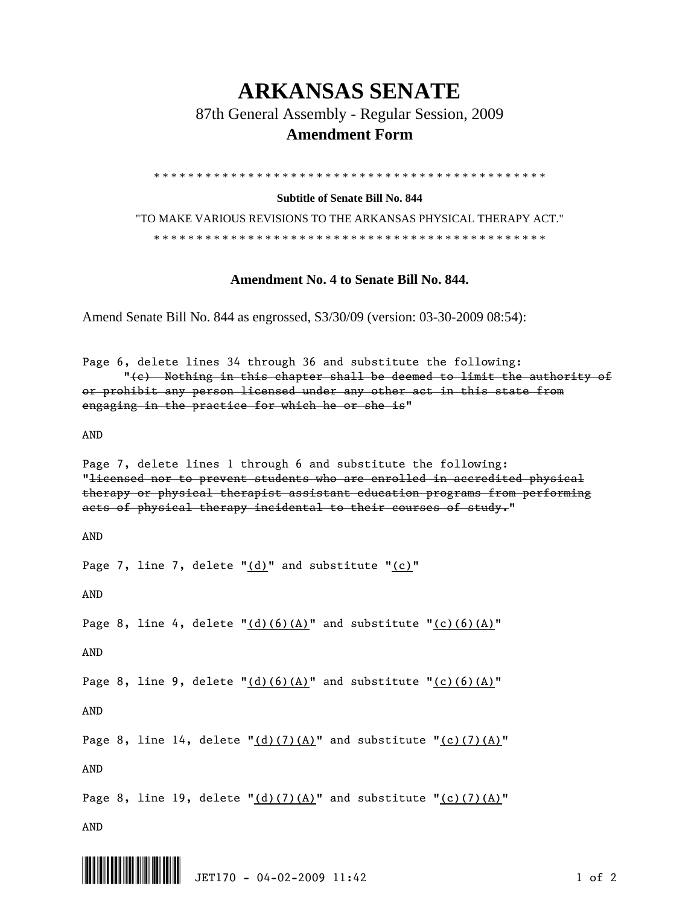# ARKANSAS SENATE

87th General Assembly - Regular Session, 2009

**Amendment Form**

\* \* \* \* \* \* \* \* \* \* \* \* \* \* \* \* \* \* \* \* \* \* \* \* \* \* \* \* \* \* \* \* \* \* \* \* \* \* \* \* \* \* \* \* \* \* \* \* \*

**Subtitle of Senate Bill No. 844**

"TO MAKE VARIOUS REVISIONS TO THE ARKANSAS PHYSICAL THERAPY ACT."

\* \* \* \* \* \* \* \* \* \* \* \* \* \* \* \* \* \* \* \* \* \* \* \* \* \* \* \* \* \* \* \* \* \* \* \* \* \* \* \* \* \* \* \* \* \* \* \* \*

**Amendment No. 4 to Senate Bill No. 844.**

Amend Senate Bill No. 844 as engrossed, S3/30/09 (version: 03-30-2009 08:54):

Page 6, delete lines 34 through 36 and substitute the following:
"~~(c) Nothing in this chapter shall be deemed to limit the authority of or prohibit any person licensed under any other act in this state from engaging in the practice for which he or she is~~"

AND

Page 7, delete lines 1 through 6 and substitute the following:
"~~licensed nor to prevent students who are enrolled in accredited physical therapy or physical therapist assistant education programs from performing acts of physical therapy incidental to their courses of study.~~"

AND

Page 7, line 7, delete "<u>(d)</u>" and substitute "<u>(c)</u>"

AND

Page 8, line 4, delete "<u>(d)(6)(A)</u>" and substitute "<u>(c)(6)(A)</u>"

AND

Page 8, line 9, delete "<u>(d)(6)(A)</u>" and substitute "<u>(c)(6)(A)</u>"

AND

Page 8, line 14, delete "<u>(d)(7)(A)</u>" and substitute "<u>(c)(7)(A)</u>"

AND

Page 8, line 19, delete "<u>(d)(7)(A)</u>" and substitute "<u>(c)(7)(A)</u>"

AND

JET170 - 04-02-2009 11:42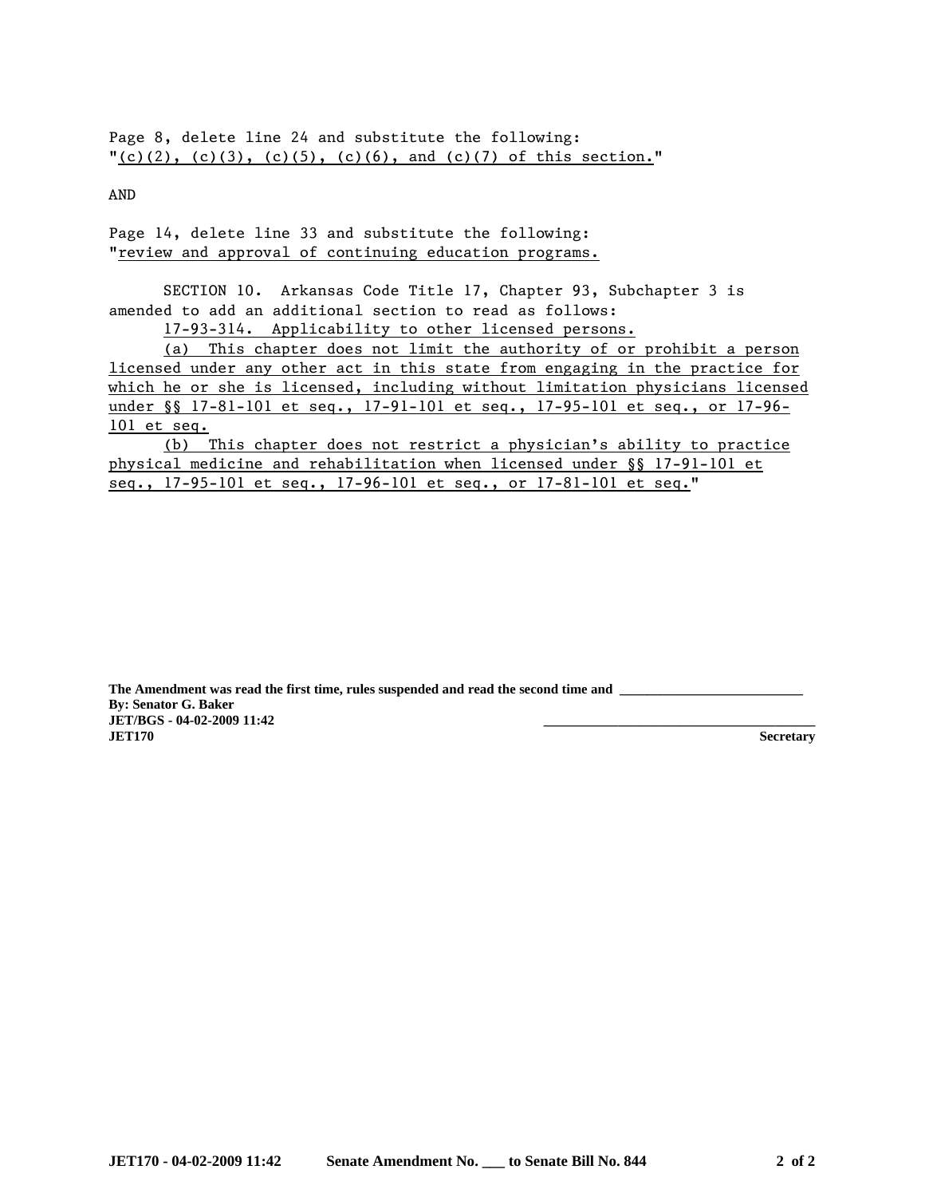Page 8, delete line 24 and substitute the following:
"(c)(2), (c)(3), (c)(5), (c)(6), and (c)(7) of this section."

AND

Page 14, delete line 33 and substitute the following:
"review and approval of continuing education programs.

SECTION 10. Arkansas Code Title 17, Chapter 93, Subchapter 3 is amended to add an additional section to read as follows:

17-93-314. Applicability to other licensed persons.

(a) This chapter does not limit the authority of or prohibit a person licensed under any other act in this state from engaging in the practice for which he or she is licensed, including without limitation physicians licensed under §§ 17-81-101 et seq., 17-91-101 et seq., 17-95-101 et seq., or 17-96-101 et seq.

(b) This chapter does not restrict a physician's ability to practice physical medicine and rehabilitation when licensed under §§ 17-91-101 et seq., 17-95-101 et seq., 17-96-101 et seq., or 17-81-101 et seq."

**The Amendment was read the first time, rules suspended and read the second time and \_\_\_\_\_\_\_\_\_\_\_\_\_\_\_\_\_\_\_\_\_\_\_\_\_\_**
**By: Senator G. Baker**
**JET/BGS - 04-02-2009 11:42**
**JET170**

\_\_\_\_\_\_\_\_\_\_\_\_\_\_\_\_\_\_\_\_\_\_\_\_\_\_\_\_\_\_\_\_\_\_\_\_\_\_
**Secretary**